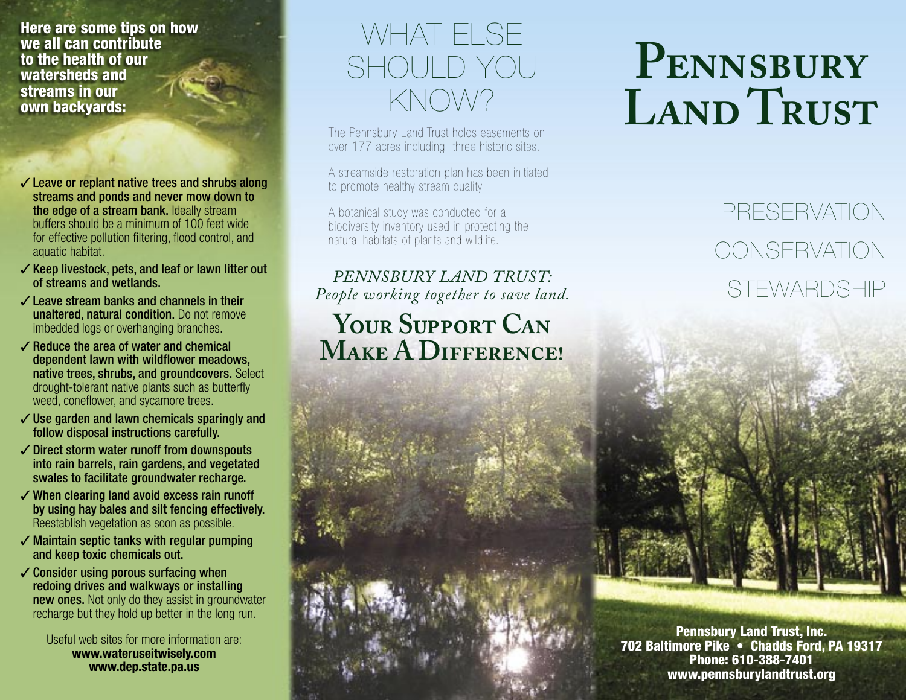**Here are some tips on how we all can contribute to the health of our watersheds and streams in our own backyards:**

- ✓ **Leave or replant native trees and shrubs along streams and ponds and never mow down to the edge of a stream bank.** Ideally stream buffers should be a minimum of 100 feet wide for effective pollution filtering, flood control, and aquatic habitat.
- ✓ **Keep livestock, pets, and leaf or lawn litter out of streams and wetlands.**
- ✓ **Leave stream banks and channels in their unaltered, natural condition.** Do not remove imbedded logs or overhanging branches.
- ✓ **Reduce the area of water and chemical dependent lawn with wildflower meadows, native trees, shrubs, and groundcovers.** Select drought-tolerant native plants such as butterfly weed, coneflower, and sycamore trees.
- ✓ **Use garden and lawn chemicals sparingly and follow disposal instructions carefully.**
- ✓ **Direct storm water runoff from downspouts into rain barrels, rain gardens, and vegetated swales to facilitate groundwater recharge.**
- ✓ **When clearing land avoid excess rain runoff by using hay bales and silt fencing effectively.** Reestablish vegetation as soon as possible.
- ✓ **Maintain septic tanks with regular pumping and keep toxic chemicals out.**
- ✓ **Consider using porous surfacing when redoing drives and walkways or installing new ones.** Not only do they assist in groundwater recharge but they hold up better in the long run.

Useful web sites for more information are:
**www.wateruseitwisely.com**
**www.dep.state.pa.us**

# WHAT ELSE SHOULD YOU KNOW?

The Pennsbury Land Trust holds easements on over 177 acres including three historic sites.

A streamside restoration plan has been initiated to promote healthy stream quality.

A botanical study was conducted for a biodiversity inventory used in protecting the natural habitats of plants and wildlife.

*PENNSBURY LAND TRUST:*
*People working together to save land.*

## Your Support Can Make A Difference!

# Pennsbury Land Trust

PRESERVATION

CONSERVATION

STEWARDSHIP

**Pennsbury Land Trust, Inc.**
**702 Baltimore Pike • Chadds Ford, PA 19317**
**Phone: 610-388-7401**
**www.pennsburylandtrust.org**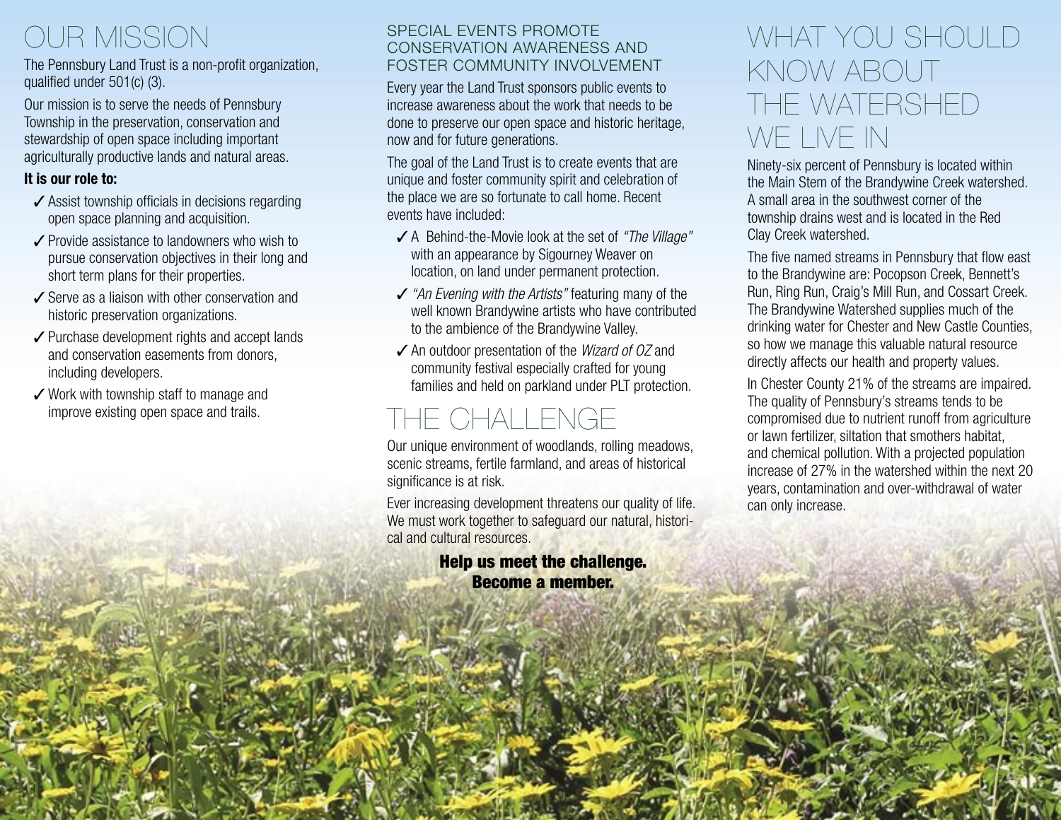# OUR MISSION

The Pennsbury Land Trust is a non-profit organization, qualified under 501(c) (3).

Our mission is to serve the needs of Pennsbury Township in the preservation, conservation and stewardship of open space including important agriculturally productive lands and natural areas.

**It is our role to:**

- ✓ Assist township officials in decisions regarding open space planning and acquisition.
- ✓ Provide assistance to landowners who wish to pursue conservation objectives in their long and short term plans for their properties.
- ✓ Serve as a liaison with other conservation and historic preservation organizations.
- ✓ Purchase development rights and accept lands and conservation easements from donors, including developers.
- ✓ Work with township staff to manage and improve existing open space and trails.

## SPECIAL EVENTS PROMOTE CONSERVATION AWARENESS AND FOSTER COMMUNITY INVOLVEMENT

Every year the Land Trust sponsors public events to increase awareness about the work that needs to be done to preserve our open space and historic heritage, now and for future generations.

The goal of the Land Trust is to create events that are unique and foster community spirit and celebration of the place we are so fortunate to call home. Recent events have included:

- ✓ A Behind-the-Movie look at the set of *"The Village"* with an appearance by Sigourney Weaver on location, on land under permanent protection.
- ✓ *"An Evening with the Artists"* featuring many of the well known Brandywine artists who have contributed to the ambience of the Brandywine Valley.
- ✓ An outdoor presentation of the *Wizard of OZ* and community festival especially crafted for young families and held on parkland under PLT protection.

# THE CHALLENGE

Our unique environment of woodlands, rolling meadows, scenic streams, fertile farmland, and areas of historical significance is at risk.

Ever increasing development threatens our quality of life. We must work together to safeguard our natural, historical and cultural resources.

**Help us meet the challenge.**
**Become a member.**

# WHAT YOU SHOULD KNOW ABOUT THE WATERSHED WE LIVE IN

Ninety-six percent of Pennsbury is located within the Main Stem of the Brandywine Creek watershed. A small area in the southwest corner of the township drains west and is located in the Red Clay Creek watershed.

The five named streams in Pennsbury that flow east to the Brandywine are: Pocopson Creek, Bennett's Run, Ring Run, Craig's Mill Run, and Cossart Creek. The Brandywine Watershed supplies much of the drinking water for Chester and New Castle Counties, so how we manage this valuable natural resource directly affects our health and property values.

In Chester County 21% of the streams are impaired. The quality of Pennsbury's streams tends to be compromised due to nutrient runoff from agriculture or lawn fertilizer, siltation that smothers habitat, and chemical pollution. With a projected population increase of 27% in the watershed within the next 20 years, contamination and over-withdrawal of water can only increase.